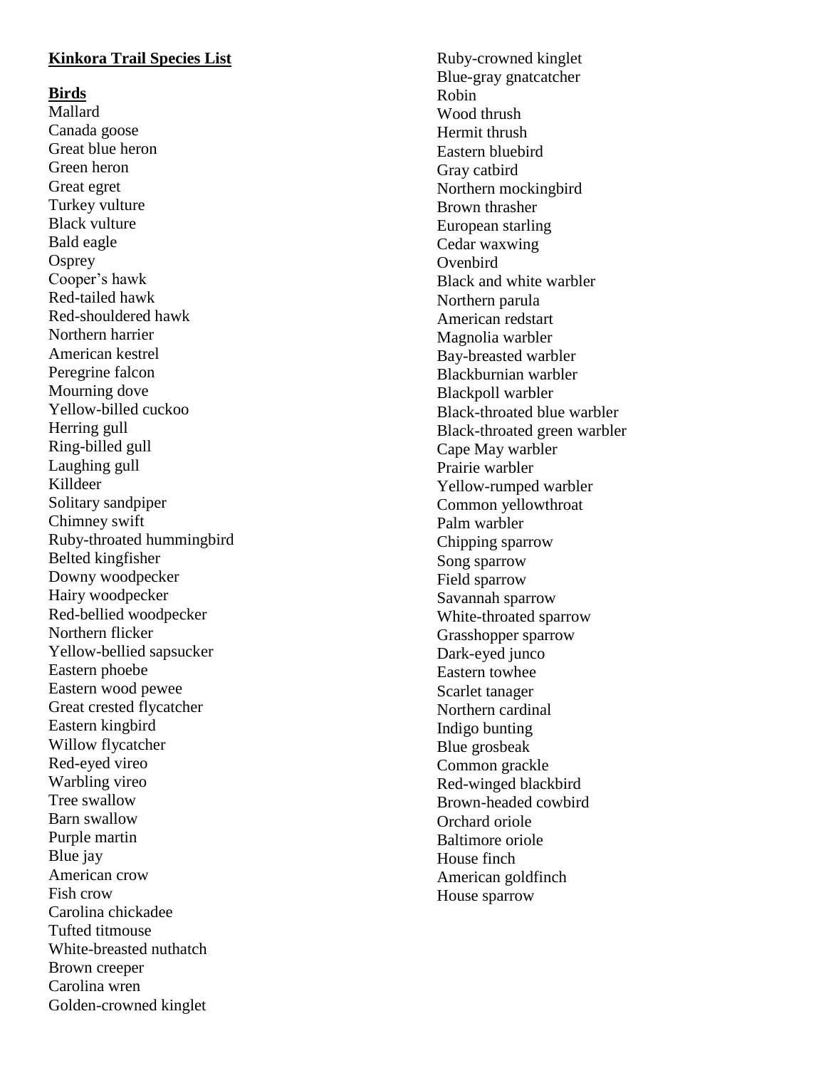**Kinkora Trail Species List**

**Birds**

Mallard
Canada goose
Great blue heron
Green heron
Great egret
Turkey vulture
Black vulture
Bald eagle
Osprey
Cooper's hawk
Red-tailed hawk
Red-shouldered hawk
Northern harrier
American kestrel
Peregrine falcon
Mourning dove
Yellow-billed cuckoo
Herring gull
Ring-billed gull
Laughing gull
Killdeer
Solitary sandpiper
Chimney swift
Ruby-throated hummingbird
Belted kingfisher
Downy woodpecker
Hairy woodpecker
Red-bellied woodpecker
Northern flicker
Yellow-bellied sapsucker
Eastern phoebe
Eastern wood pewee
Great crested flycatcher
Eastern kingbird
Willow flycatcher
Red-eyed vireo
Warbling vireo
Tree swallow
Barn swallow
Purple martin
Blue jay
American crow
Fish crow
Carolina chickadee
Tufted titmouse
White-breasted nuthatch
Brown creeper
Carolina wren
Golden-crowned kinglet
Ruby-crowned kinglet
Blue-gray gnatcatcher
Robin
Wood thrush
Hermit thrush
Eastern bluebird
Gray catbird
Northern mockingbird
Brown thrasher
European starling
Cedar waxwing
Ovenbird
Black and white warbler
Northern parula
American redstart
Magnolia warbler
Bay-breasted warbler
Blackburnian warbler
Blackpoll warbler
Black-throated blue warbler
Black-throated green warbler
Cape May warbler
Prairie warbler
Yellow-rumped warbler
Common yellowthroat
Palm warbler
Chipping sparrow
Song sparrow
Field sparrow
Savannah sparrow
White-throated sparrow
Grasshopper sparrow
Dark-eyed junco
Eastern towhee
Scarlet tanager
Northern cardinal
Indigo bunting
Blue grosbeak
Common grackle
Red-winged blackbird
Brown-headed cowbird
Orchard oriole
Baltimore oriole
House finch
American goldfinch
House sparrow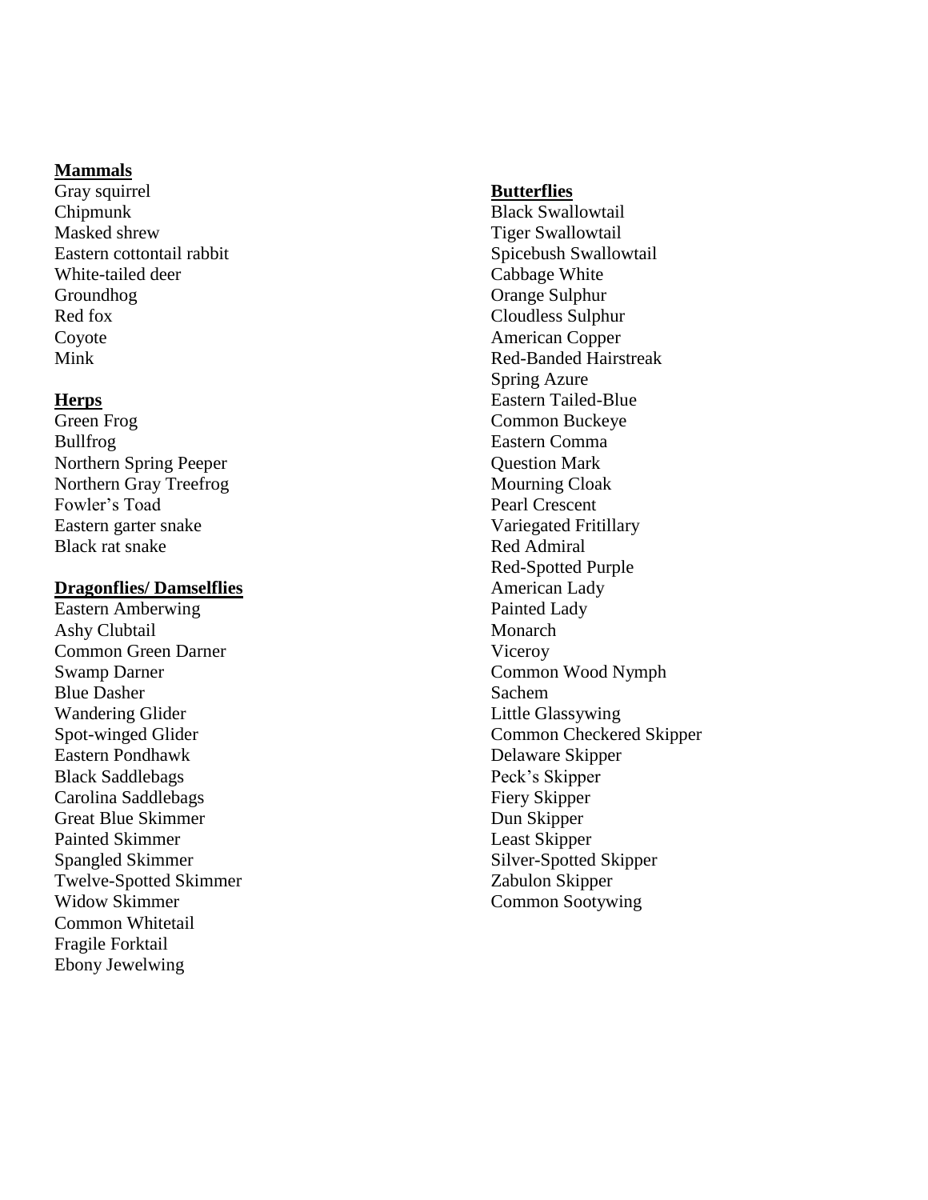**Mammals**

Gray squirrel
Chipmunk
Masked shrew
Eastern cottontail rabbit
White-tailed deer
Groundhog
Red fox
Coyote
Mink

**Herps**

Green Frog
Bullfrog
Northern Spring Peeper
Northern Gray Treefrog
Fowler's Toad
Eastern garter snake
Black rat snake

**Dragonflies/ Damselflies**

Eastern Amberwing
Ashy Clubtail
Common Green Darner
Swamp Darner
Blue Dasher
Wandering Glider
Spot-winged Glider
Eastern Pondhawk
Black Saddlebags
Carolina Saddlebags
Great Blue Skimmer
Painted Skimmer
Spangled Skimmer
Twelve-Spotted Skimmer
Widow Skimmer
Common Whitetail
Fragile Forktail
Ebony Jewelwing

**Butterflies**

Black Swallowtail
Tiger Swallowtail
Spicebush Swallowtail
Cabbage White
Orange Sulphur
Cloudless Sulphur
American Copper
Red-Banded Hairstreak
Spring Azure
Eastern Tailed-Blue
Common Buckeye
Eastern Comma
Question Mark
Mourning Cloak
Pearl Crescent
Variegated Fritillary
Red Admiral
Red-Spotted Purple
American Lady
Painted Lady
Monarch
Viceroy
Common Wood Nymph
Sachem
Little Glassywing
Common Checkered Skipper
Delaware Skipper
Peck's Skipper
Fiery Skipper
Dun Skipper
Least Skipper
Silver-Spotted Skipper
Zabulon Skipper
Common Sootywing